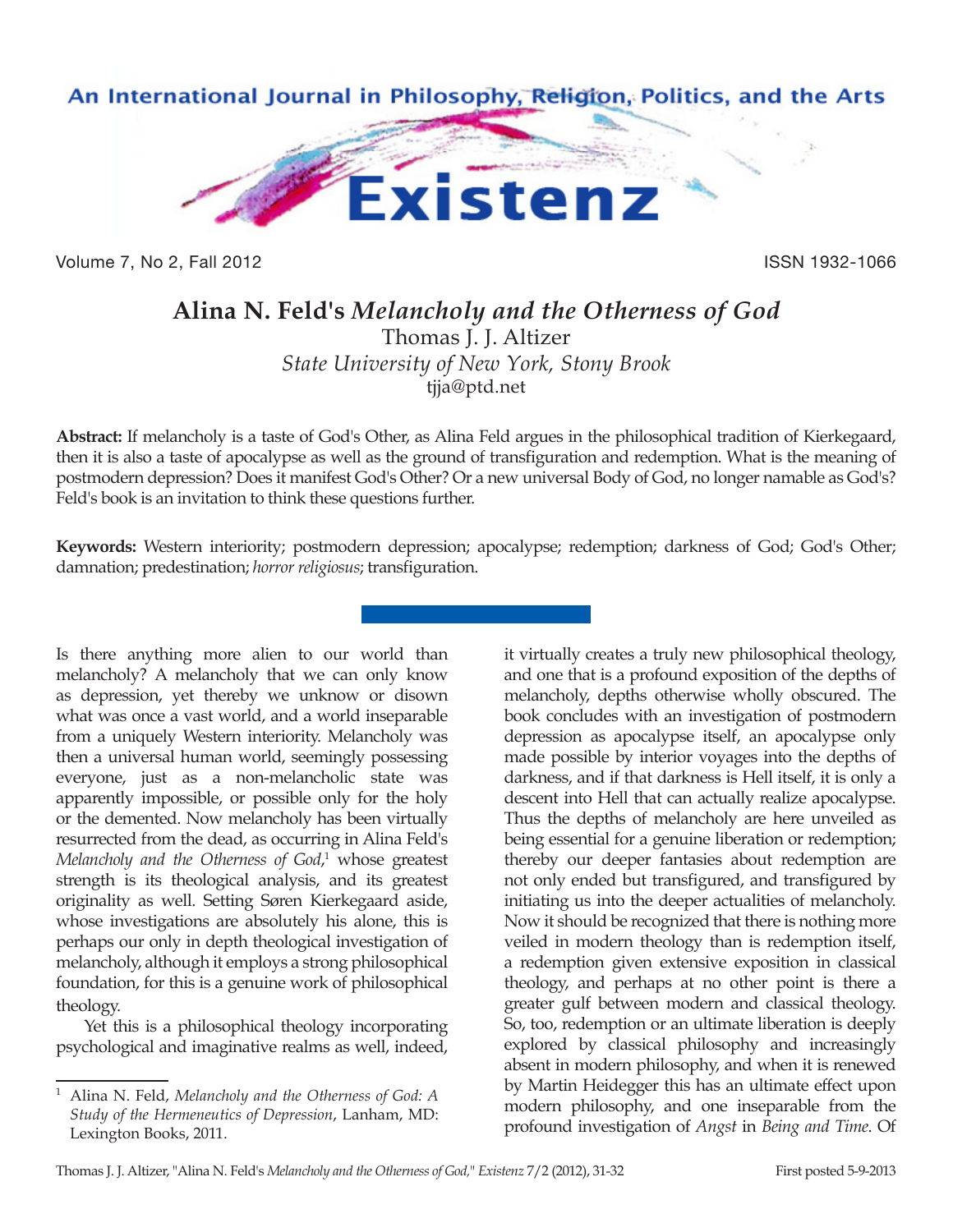# Alina N. Feld's *Melancholy and the Otherness of God*

Thomas J. J. Altizer

*State University of New York, Stony Brook*

tjja@ptd.net

**Abstract:** If melancholy is a taste of God's Other, as Alina Feld argues in the philosophical tradition of Kierkegaard, then it is also a taste of apocalypse as well as the ground of transfiguration and redemption. What is the meaning of postmodern depression? Does it manifest God's Other? Or a new universal Body of God, no longer namable as God's? Feld's book is an invitation to think these questions further.

**Keywords:** Western interiority; postmodern depression; apocalypse; redemption; darkness of God; God's Other; damnation; predestination; *horror religiosus*; transfiguration.

Is there anything more alien to our world than melancholy? A melancholy that we can only know as depression, yet thereby we unknow or disown what was once a vast world, and a world inseparable from a uniquely Western interiority. Melancholy was then a universal human world, seemingly possessing everyone, just as a non-melancholic state was apparently impossible, or possible only for the holy or the demented. Now melancholy has been virtually resurrected from the dead, as occurring in Alina Feld's *Melancholy and the Otherness of God*,[1] whose greatest strength is its theological analysis, and its greatest originality as well. Setting Søren Kierkegaard aside, whose investigations are absolutely his alone, this is perhaps our only in depth theological investigation of melancholy, although it employs a strong philosophical foundation, for this is a genuine work of philosophical theology.

Yet this is a philosophical theology incorporating psychological and imaginative realms as well, indeed, it virtually creates a truly new philosophical theology, and one that is a profound exposition of the depths of melancholy, depths otherwise wholly obscured. The book concludes with an investigation of postmodern depression as apocalypse itself, an apocalypse only made possible by interior voyages into the depths of darkness, and if that darkness is Hell itself, it is only a descent into Hell that can actually realize apocalypse. Thus the depths of melancholy are here unveiled as being essential for a genuine liberation or redemption; thereby our deeper fantasies about redemption are not only ended but transfigured, and transfigured by initiating us into the deeper actualities of melancholy. Now it should be recognized that there is nothing more veiled in modern theology than is redemption itself, a redemption given extensive exposition in classical theology, and perhaps at no other point is there a greater gulf between modern and classical theology. So, too, redemption or an ultimate liberation is deeply explored by classical philosophy and increasingly absent in modern philosophy, and when it is renewed by Martin Heidegger this has an ultimate effect upon modern philosophy, and one inseparable from the profound investigation of *Angst* in *Being and Time*. Of

[1] Alina N. Feld, *Melancholy and the Otherness of God: A Study of the Hermeneutics of Depression*, Lanham, MD: Lexington Books, 2011.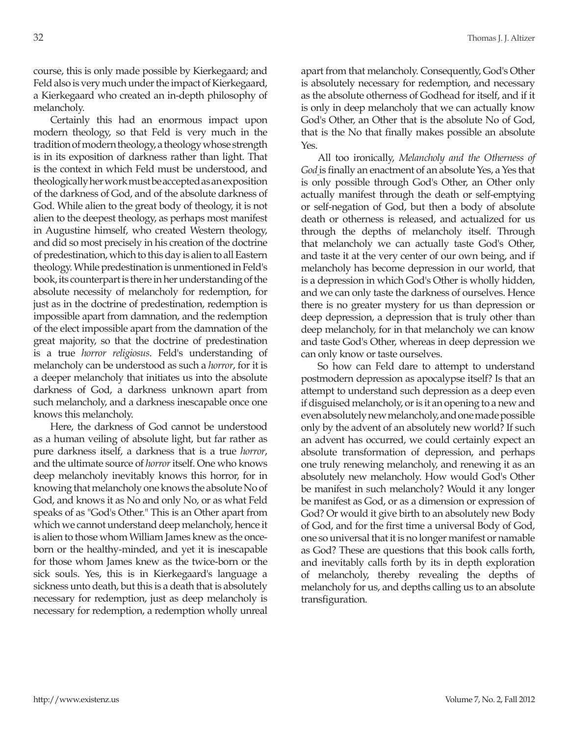course, this is only made possible by Kierkegaard; and Feld also is very much under the impact of Kierkegaard, a Kierkegaard who created an in-depth philosophy of melancholy.

Certainly this had an enormous impact upon modern theology, so that Feld is very much in the tradition of modern theology, a theology whose strength is in its exposition of darkness rather than light. That is the context in which Feld must be understood, and theologically her work must be accepted as an exposition of the darkness of God, and of the absolute darkness of God. While alien to the great body of theology, it is not alien to the deepest theology, as perhaps most manifest in Augustine himself, who created Western theology, and did so most precisely in his creation of the doctrine of predestination, which to this day is alien to all Eastern theology. While predestination is unmentioned in Feld's book, its counterpart is there in her understanding of the absolute necessity of melancholy for redemption, for just as in the doctrine of predestination, redemption is impossible apart from damnation, and the redemption of the elect impossible apart from the damnation of the great majority, so that the doctrine of predestination is a true *horror religiosus*. Feld's understanding of melancholy can be understood as such a *horror*, for it is a deeper melancholy that initiates us into the absolute darkness of God, a darkness unknown apart from such melancholy, and a darkness inescapable once one knows this melancholy.

Here, the darkness of God cannot be understood as a human veiling of absolute light, but far rather as pure darkness itself, a darkness that is a true *horror*, and the ultimate source of *horror* itself. One who knows deep melancholy inevitably knows this horror, for in knowing that melancholy one knows the absolute No of God, and knows it as No and only No, or as what Feld speaks of as "God's Other." This is an Other apart from which we cannot understand deep melancholy, hence it is alien to those whom William James knew as the once-born or the healthy-minded, and yet it is inescapable for those whom James knew as the twice-born or the sick souls. Yes, this is in Kierkegaard's language a sickness unto death, but this is a death that is absolutely necessary for redemption, just as deep melancholy is necessary for redemption, a redemption wholly unreal apart from that melancholy. Consequently, God's Other is absolutely necessary for redemption, and necessary as the absolute otherness of Godhead for itself, and if it is only in deep melancholy that we can actually know God's Other, an Other that is the absolute No of God, that is the No that finally makes possible an absolute Yes.

All too ironically, *Melancholy and the Otherness of God* is finally an enactment of an absolute Yes, a Yes that is only possible through God's Other, an Other only actually manifest through the death or self-emptying or self-negation of God, but then a body of absolute death or otherness is released, and actualized for us through the depths of melancholy itself. Through that melancholy we can actually taste God's Other, and taste it at the very center of our own being, and if melancholy has become depression in our world, that is a depression in which God's Other is wholly hidden, and we can only taste the darkness of ourselves. Hence there is no greater mystery for us than depression or deep depression, a depression that is truly other than deep melancholy, for in that melancholy we can know and taste God's Other, whereas in deep depression we can only know or taste ourselves.

So how can Feld dare to attempt to understand postmodern depression as apocalypse itself? Is that an attempt to understand such depression as a deep even if disguised melancholy, or is it an opening to a new and even absolutely new melancholy, and one made possible only by the advent of an absolutely new world? If such an advent has occurred, we could certainly expect an absolute transformation of depression, and perhaps one truly renewing melancholy, and renewing it as an absolutely new melancholy. How would God's Other be manifest in such melancholy? Would it any longer be manifest as God, or as a dimension or expression of God? Or would it give birth to an absolutely new Body of God, and for the first time a universal Body of God, one so universal that it is no longer manifest or namable as God? These are questions that this book calls forth, and inevitably calls forth by its in depth exploration of melancholy, thereby revealing the depths of melancholy for us, and depths calling us to an absolute transfiguration.